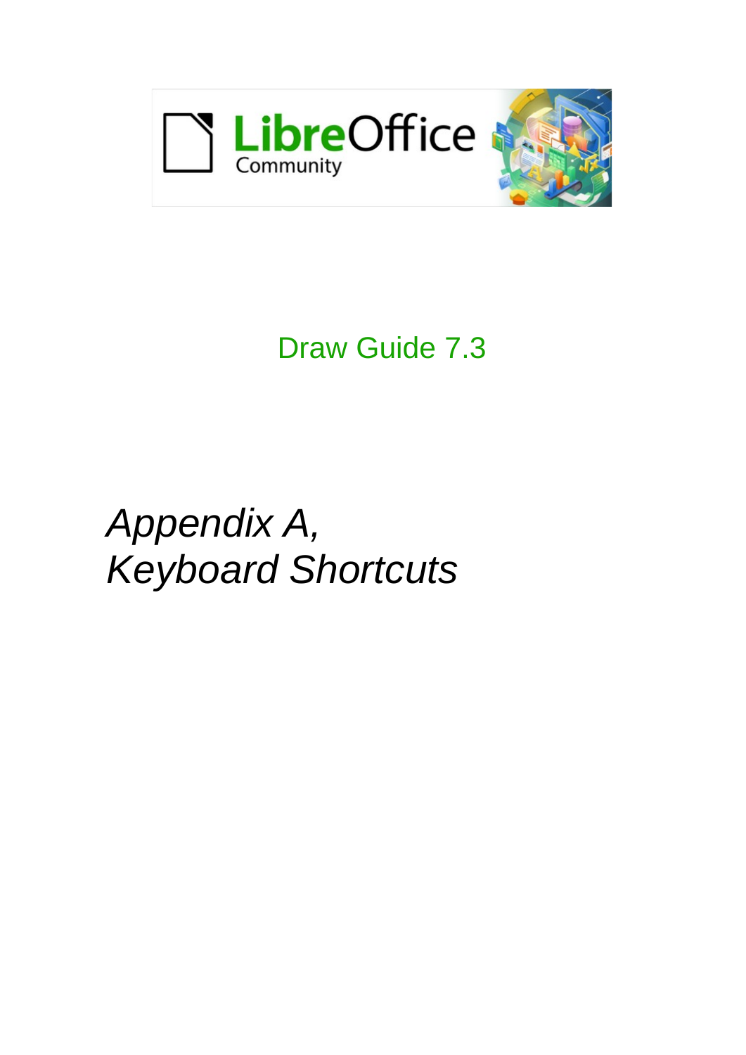LibreOffice Community

Draw Guide 7.3

# *Appendix A, Keyboard Shortcuts*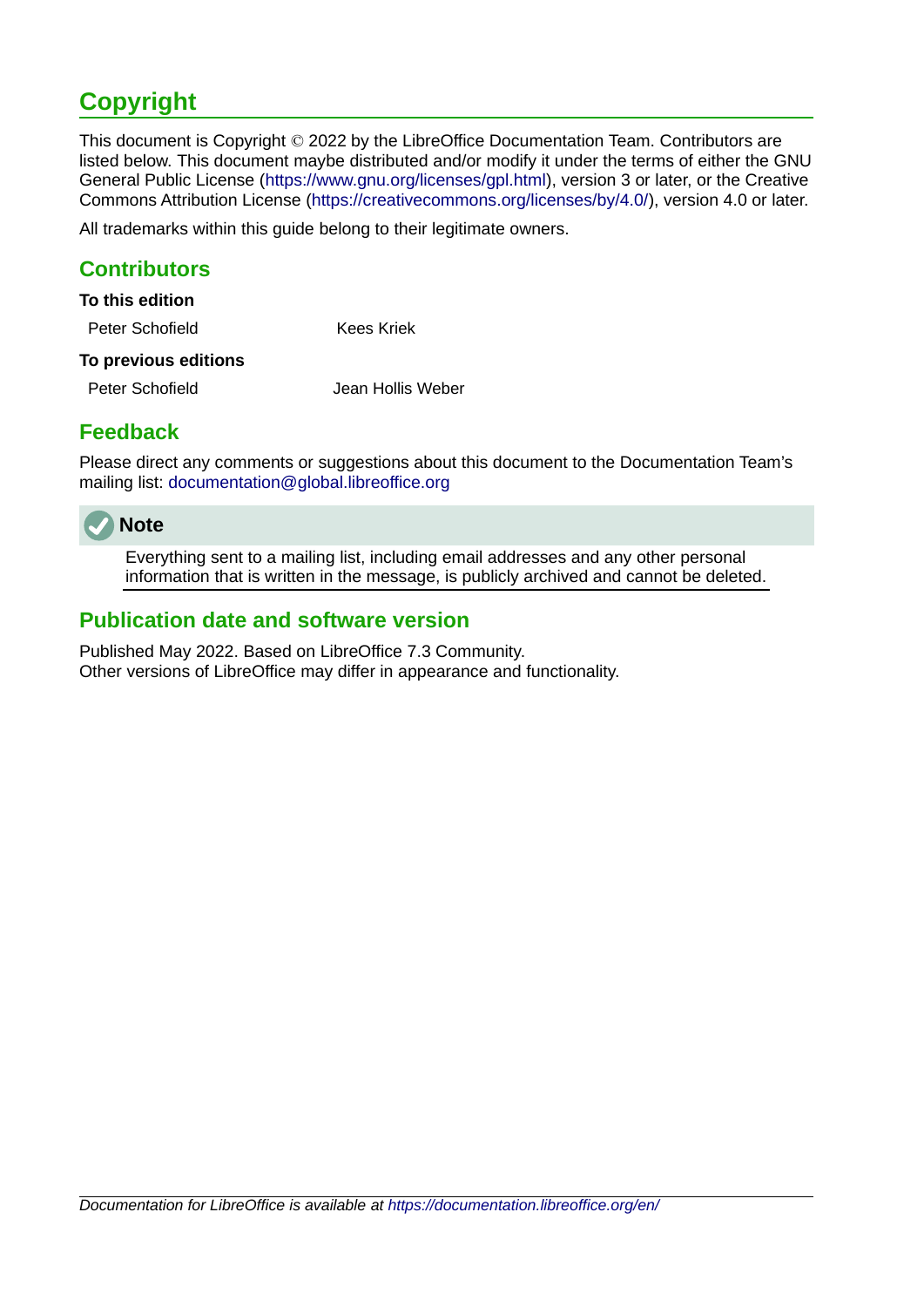# Copyright

This document is Copyright © 2022 by the LibreOffice Documentation Team. Contributors are listed below. This document maybe distributed and/or modify it under the terms of either the GNU General Public License (https://www.gnu.org/licenses/gpl.html), version 3 or later, or the Creative Commons Attribution License (https://creativecommons.org/licenses/by/4.0/), version 4.0 or later.

All trademarks within this guide belong to their legitimate owners.

## Contributors

**To this edition**

| | |
|---|---|
| Peter Schofield | Kees Kriek |

**To previous editions**

| | |
|---|---|
| Peter Schofield | Jean Hollis Weber |

## Feedback

Please direct any comments or suggestions about this document to the Documentation Team's mailing list: documentation@global.libreoffice.org

> **Note**
>
> Everything sent to a mailing list, including email addresses and any other personal information that is written in the message, is publicly archived and cannot be deleted.

## Publication date and software version

Published May 2022. Based on LibreOffice 7.3 Community.
Other versions of LibreOffice may differ in appearance and functionality.

*Documentation for LibreOffice is available at https://documentation.libreoffice.org/en/*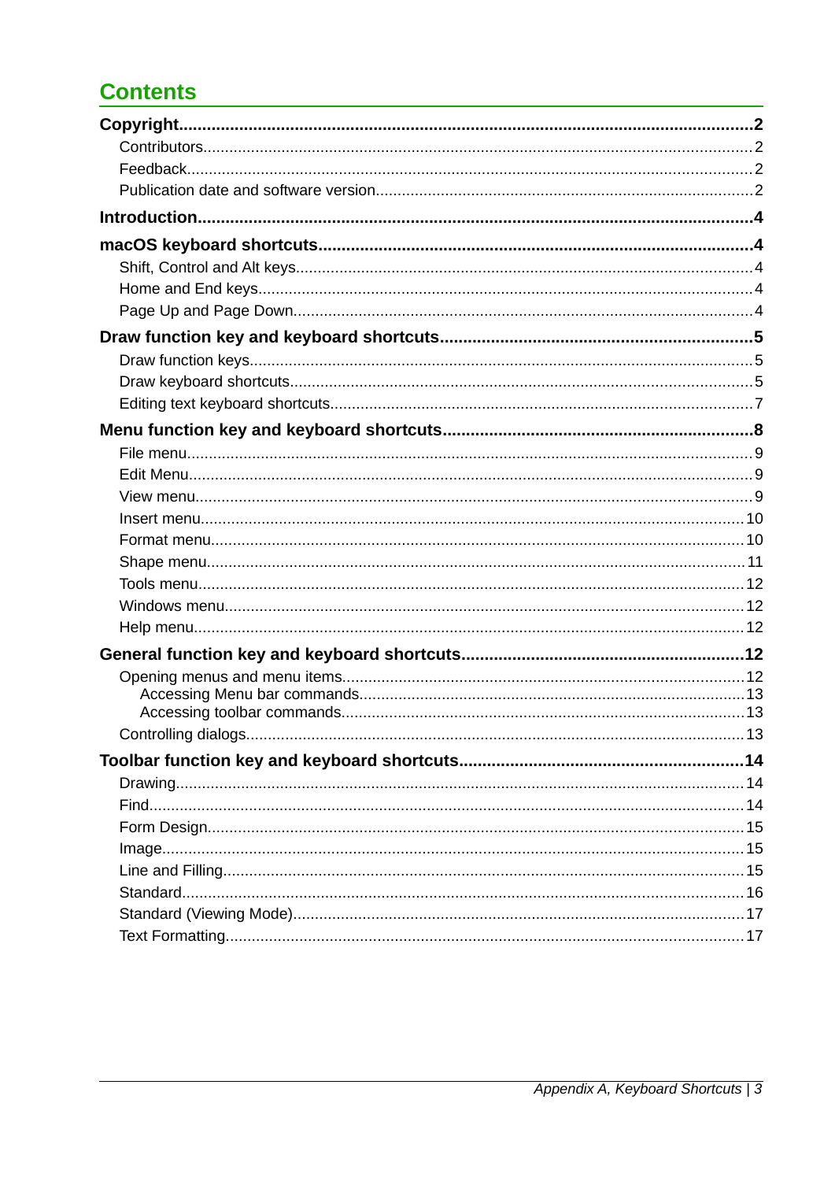# Contents

**Copyright....................2**

- Contributors....................2
- Feedback....................2
- Publication date and software version....................2

**Introduction....................4**

**macOS keyboard shortcuts....................4**

- Shift, Control and Alt keys....................4
- Home and End keys....................4
- Page Up and Page Down....................4

**Draw function key and keyboard shortcuts....................5**

- Draw function keys....................5
- Draw keyboard shortcuts....................5
- Editing text keyboard shortcuts....................7

**Menu function key and keyboard shortcuts....................8**

- File menu....................9
- Edit Menu....................9
- View menu....................9
- Insert menu....................10
- Format menu....................10
- Shape menu....................11
- Tools menu....................12
- Windows menu....................12
- Help menu....................12

**General function key and keyboard shortcuts....................12**

- Opening menus and menu items....................12
  - Accessing Menu bar commands....................13
  - Accessing toolbar commands....................13
- Controlling dialogs....................13

**Toolbar function key and keyboard shortcuts....................14**

- Drawing....................14
- Find....................14
- Form Design....................15
- Image....................15
- Line and Filling....................15
- Standard....................16
- Standard (Viewing Mode)....................17
- Text Formatting....................17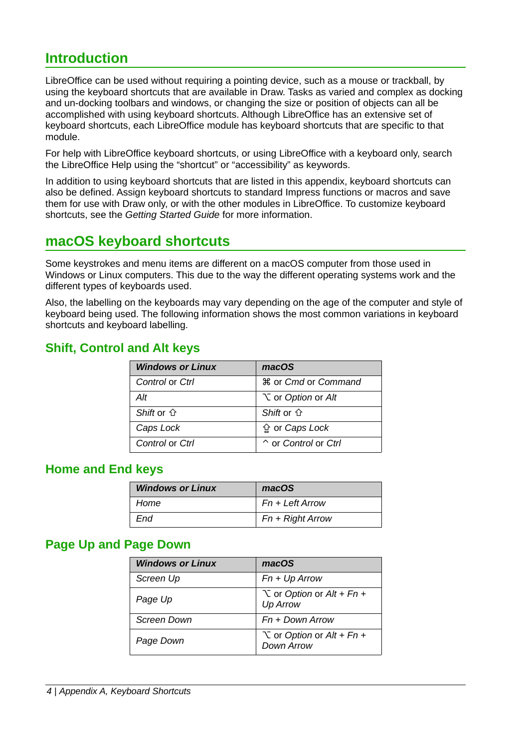# Introduction

LibreOffice can be used without requiring a pointing device, such as a mouse or trackball, by using the keyboard shortcuts that are available in Draw. Tasks as varied and complex as docking and un-docking toolbars and windows, or changing the size or position of objects can all be accomplished with using keyboard shortcuts. Although LibreOffice has an extensive set of keyboard shortcuts, each LibreOffice module has keyboard shortcuts that are specific to that module.

For help with LibreOffice keyboard shortcuts, or using LibreOffice with a keyboard only, search the LibreOffice Help using the “shortcut” or “accessibility” as keywords.

In addition to using keyboard shortcuts that are listed in this appendix, keyboard shortcuts can also be defined. Assign keyboard shortcuts to standard Impress functions or macros and save them for use with Draw only, or with the other modules in LibreOffice. To customize keyboard shortcuts, see the *Getting Started Guide* for more information.

# macOS keyboard shortcuts

Some keystrokes and menu items are different on a macOS computer from those used in Windows or Linux computers. This due to the way the different operating systems work and the different types of keyboards used.

Also, the labelling on the keyboards may vary depending on the age of the computer and style of keyboard being used. The following information shows the most common variations in keyboard shortcuts and keyboard labelling.

## Shift, Control and Alt keys

| *Windows or Linux* | *macOS* |
|---|---|
| *Control* or *Ctrl* | ⌘ or *Cmd* or *Command* |
| *Alt* | ⌥ or *Option* or *Alt* |
| *Shift* or ⇧ | *Shift* or ⇧ |
| *Caps Lock* | ⇪ or *Caps Lock* |
| *Control* or *Ctrl* | ^ or *Control* or *Ctrl* |

## Home and End keys

| *Windows or Linux* | *macOS* |
|---|---|
| *Home* | *Fn + Left Arrow* |
| *End* | *Fn + Right Arrow* |

## Page Up and Page Down

| *Windows or Linux* | *macOS* |
|---|---|
| *Screen Up* | *Fn + Up Arrow* |
| *Page Up* | ⌥ or *Option* or *Alt + Fn + Up Arrow* |
| *Screen Down* | *Fn + Down Arrow* |
| *Page Down* | ⌥ or *Option* or *Alt + Fn + Down Arrow* |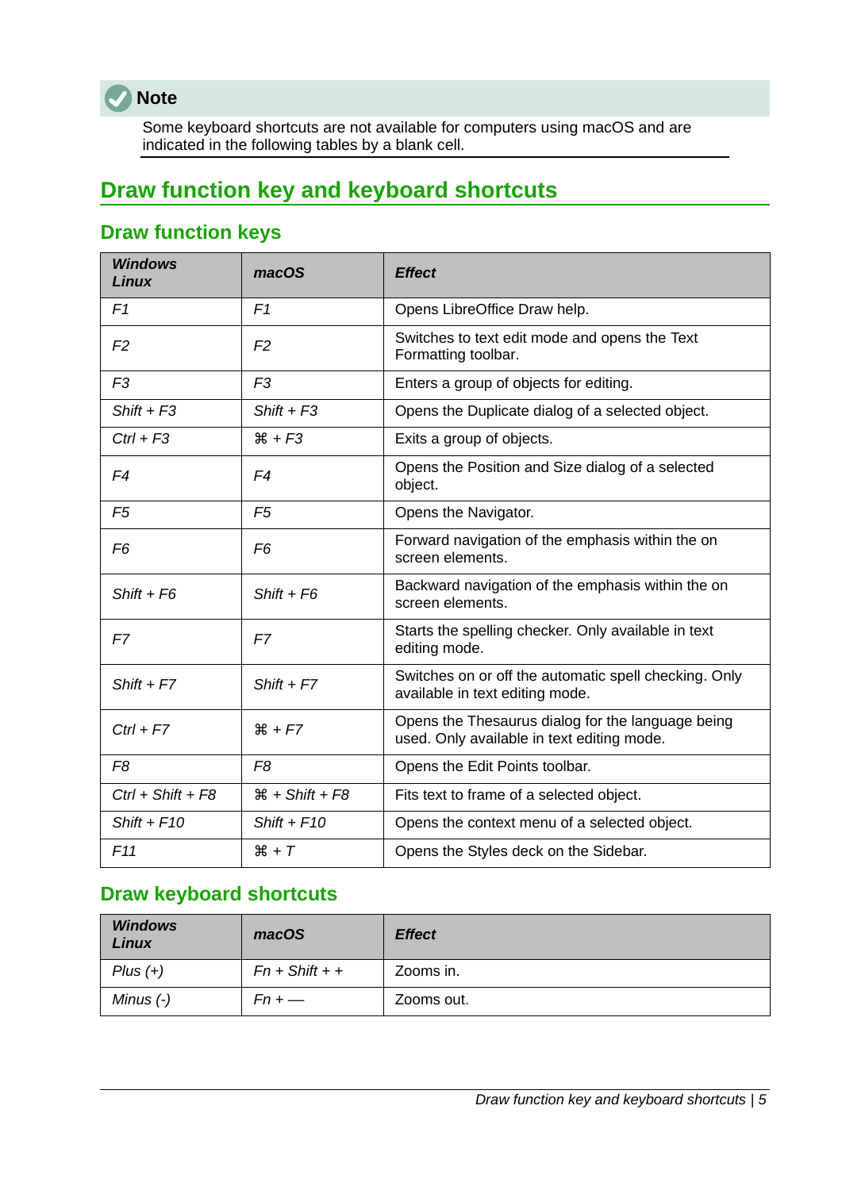**Note**

Some keyboard shortcuts are not available for computers using macOS and are indicated in the following tables by a blank cell.

## Draw function key and keyboard shortcuts

### Draw function keys

| *Windows Linux* | *macOS* | *Effect* |
|---|---|---|
| *F1* | *F1* | Opens LibreOffice Draw help. |
| *F2* | *F2* | Switches to text edit mode and opens the Text Formatting toolbar. |
| *F3* | *F3* | Enters a group of objects for editing. |
| *Shift + F3* | *Shift + F3* | Opens the Duplicate dialog of a selected object. |
| *Ctrl + F3* | *⌘ + F3* | Exits a group of objects. |
| *F4* | *F4* | Opens the Position and Size dialog of a selected object. |
| *F5* | *F5* | Opens the Navigator. |
| *F6* | *F6* | Forward navigation of the emphasis within the on screen elements. |
| *Shift + F6* | *Shift + F6* | Backward navigation of the emphasis within the on screen elements. |
| *F7* | *F7* | Starts the spelling checker. Only available in text editing mode. |
| *Shift + F7* | *Shift + F7* | Switches on or off the automatic spell checking. Only available in text editing mode. |
| *Ctrl + F7* | *⌘ + F7* | Opens the Thesaurus dialog for the language being used. Only available in text editing mode. |
| *F8* | *F8* | Opens the Edit Points toolbar. |
| *Ctrl + Shift + F8* | *⌘ + Shift + F8* | Fits text to frame of a selected object. |
| *Shift + F10* | *Shift + F10* | Opens the context menu of a selected object. |
| *F11* | *⌘ + T* | Opens the Styles deck on the Sidebar. |

### Draw keyboard shortcuts

| *Windows Linux* | *macOS* | *Effect* |
|---|---|---|
| *Plus (+)* | *Fn + Shift + +* | Zooms in. |
| *Minus (-)* | *Fn + —* | Zooms out. |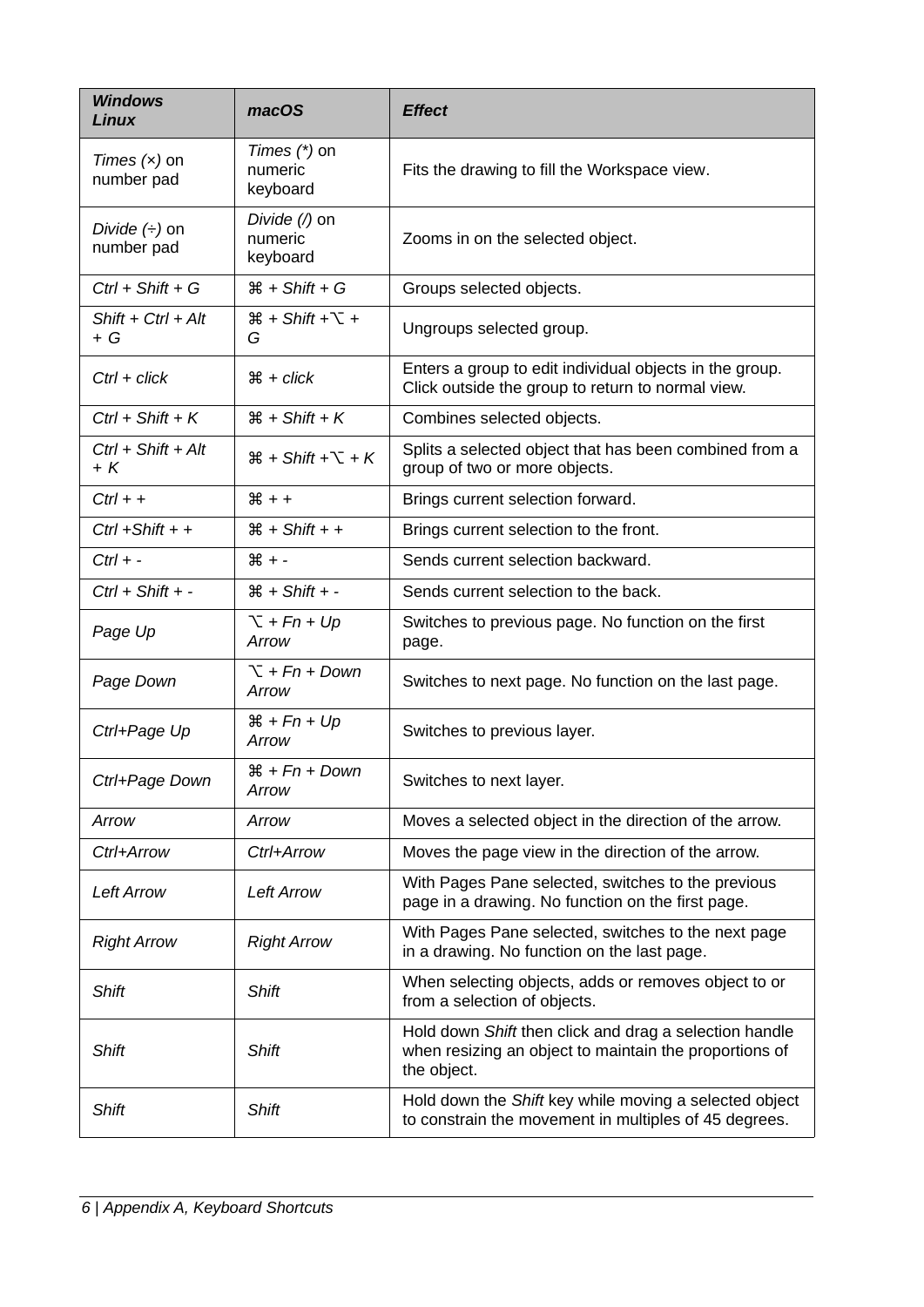| ***Windows Linux*** | ***macOS*** | ***Effect*** |
|---|---|---|
| *Times (×)* on number pad | *Times (*)* on numeric keyboard | Fits the drawing to fill the Workspace view. |
| *Divide (÷)* on number pad | *Divide (/)* on numeric keyboard | Zooms in on the selected object. |
| *Ctrl + Shift + G* | *⌘ + Shift + G* | Groups selected objects. |
| *Shift + Ctrl + Alt + G* | *⌘ + Shift +⌥ + G* | Ungroups selected group. |
| *Ctrl + click* | *⌘ + click* | Enters a group to edit individual objects in the group. Click outside the group to return to normal view. |
| *Ctrl + Shift + K* | *⌘ + Shift + K* | Combines selected objects. |
| *Ctrl + Shift + Alt + K* | *⌘ + Shift +⌥ + K* | Splits a selected object that has been combined from a group of two or more objects. |
| *Ctrl + +* | *⌘ + +* | Brings current selection forward. |
| *Ctrl +Shift + +* | *⌘ + Shift + +* | Brings current selection to the front. |
| *Ctrl + -* | *⌘ + -* | Sends current selection backward. |
| *Ctrl + Shift + -* | *⌘ + Shift + -* | Sends current selection to the back. |
| *Page Up* | *⌥ + Fn + Up Arrow* | Switches to previous page. No function on the first page. |
| *Page Down* | *⌥ + Fn + Down Arrow* | Switches to next page. No function on the last page. |
| *Ctrl+Page Up* | *⌘ + Fn + Up Arrow* | Switches to previous layer. |
| *Ctrl+Page Down* | *⌘ + Fn + Down Arrow* | Switches to next layer. |
| *Arrow* | *Arrow* | Moves a selected object in the direction of the arrow. |
| *Ctrl+Arrow* | *Ctrl+Arrow* | Moves the page view in the direction of the arrow. |
| *Left Arrow* | *Left Arrow* | With Pages Pane selected, switches to the previous page in a drawing. No function on the first page. |
| *Right Arrow* | *Right Arrow* | With Pages Pane selected, switches to the next page in a drawing. No function on the last page. |
| *Shift* | *Shift* | When selecting objects, adds or removes object to or from a selection of objects. |
| *Shift* | *Shift* | Hold down *Shift* then click and drag a selection handle when resizing an object to maintain the proportions of the object. |
| *Shift* | *Shift* | Hold down the *Shift* key while moving a selected object to constrain the movement in multiples of 45 degrees. |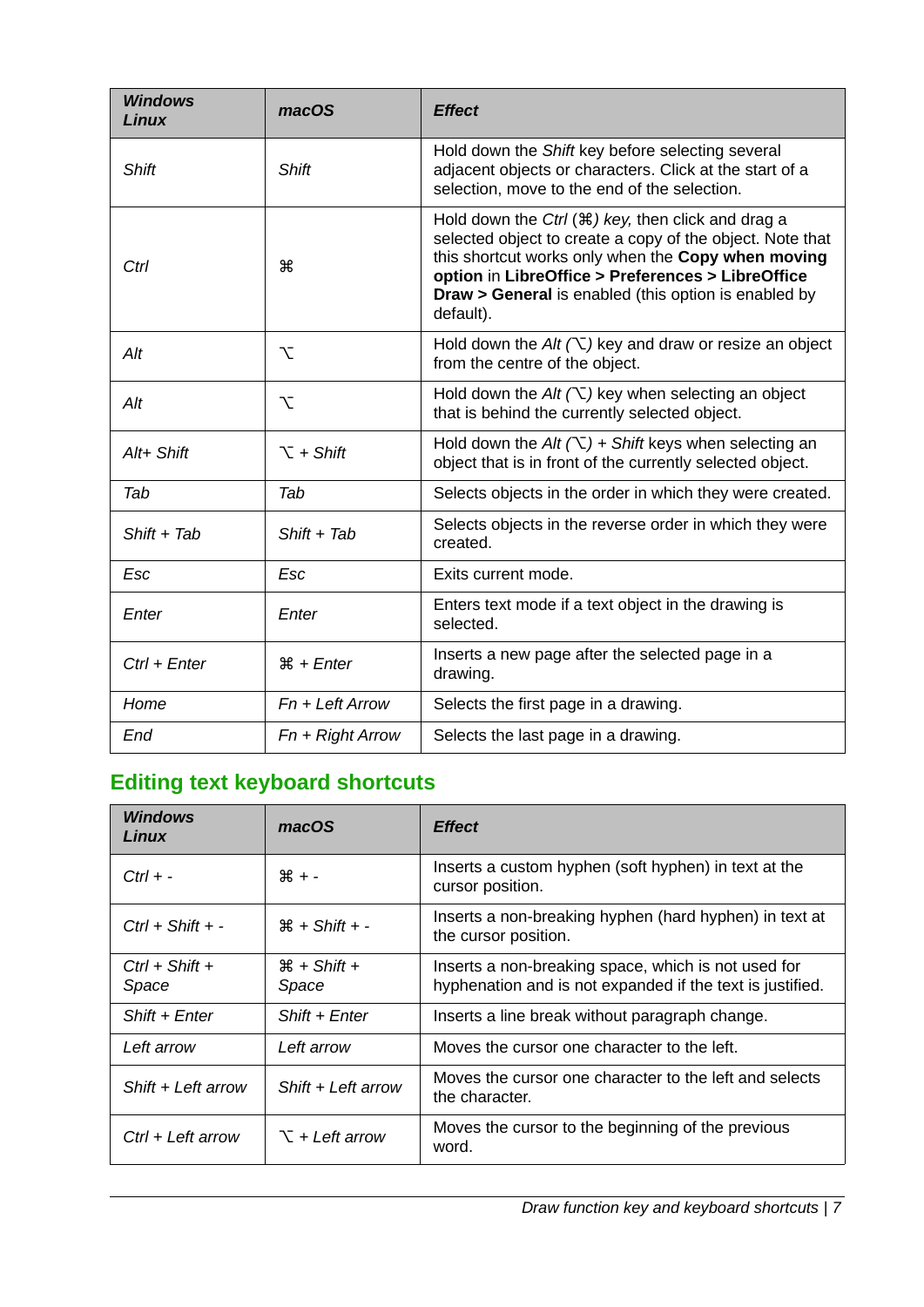| *Windows Linux* | *macOS* | *Effect* |
|---|---|---|
| *Shift* | *Shift* | Hold down the *Shift* key before selecting several adjacent objects or characters. Click at the start of a selection, move to the end of the selection. |
| *Ctrl* | ⌘ | Hold down the *Ctrl* (⌘) *key,* then click and drag a selected object to create a copy of the object. Note that this shortcut works only when the **Copy when moving option** in **LibreOffice > Preferences > LibreOffice Draw > General** is enabled (this option is enabled by default). |
| *Alt* | ⌥ | Hold down the *Alt (⌥)* key and draw or resize an object from the centre of the object. |
| *Alt* | ⌥ | Hold down the *Alt (⌥)* key when selecting an object that is behind the currently selected object. |
| *Alt+ Shift* | ⌥ *+ Shift* | Hold down the *Alt (⌥) + Shift* keys when selecting an object that is in front of the currently selected object. |
| *Tab* | *Tab* | Selects objects in the order in which they were created. |
| *Shift + Tab* | *Shift + Tab* | Selects objects in the reverse order in which they were created. |
| *Esc* | *Esc* | Exits current mode. |
| *Enter* | *Enter* | Enters text mode if a text object in the drawing is selected. |
| *Ctrl + Enter* | ⌘ *+ Enter* | Inserts a new page after the selected page in a drawing. |
| *Home* | *Fn + Left Arrow* | Selects the first page in a drawing. |
| *End* | *Fn + Right Arrow* | Selects the last page in a drawing. |

## Editing text keyboard shortcuts

| *Windows Linux* | *macOS* | *Effect* |
|---|---|---|
| *Ctrl + -* | ⌘ *+ -* | Inserts a custom hyphen (soft hyphen) in text at the cursor position. |
| *Ctrl + Shift + -* | ⌘ *+ Shift + -* | Inserts a non-breaking hyphen (hard hyphen) in text at the cursor position. |
| *Ctrl + Shift + Space* | ⌘ *+ Shift + Space* | Inserts a non-breaking space, which is not used for hyphenation and is not expanded if the text is justified. |
| *Shift + Enter* | *Shift + Enter* | Inserts a line break without paragraph change. |
| *Left arrow* | *Left arrow* | Moves the cursor one character to the left. |
| *Shift + Left arrow* | *Shift + Left arrow* | Moves the cursor one character to the left and selects the character. |
| *Ctrl + Left arrow* | ⌥ *+ Left arrow* | Moves the cursor to the beginning of the previous word. |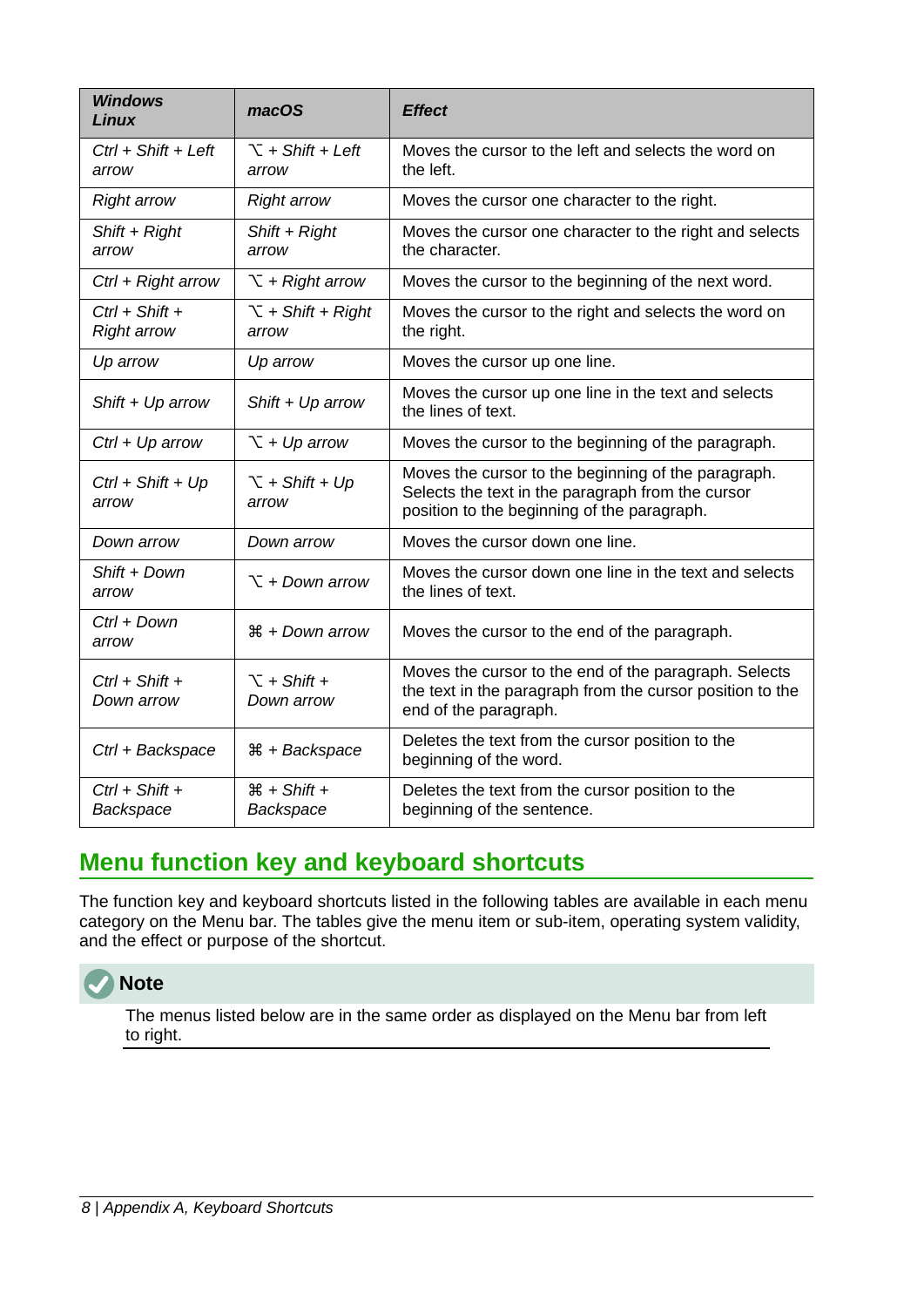| *Windows Linux* | *macOS* | *Effect* |
|---|---|---|
| *Ctrl + Shift + Left arrow* | *⌥ + Shift + Left arrow* | Moves the cursor to the left and selects the word on the left. |
| *Right arrow* | *Right arrow* | Moves the cursor one character to the right. |
| *Shift + Right arrow* | *Shift + Right arrow* | Moves the cursor one character to the right and selects the character. |
| *Ctrl + Right arrow* | *⌥ + Right arrow* | Moves the cursor to the beginning of the next word. |
| *Ctrl + Shift + Right arrow* | *⌥ + Shift + Right arrow* | Moves the cursor to the right and selects the word on the right. |
| *Up arrow* | *Up arrow* | Moves the cursor up one line. |
| *Shift + Up arrow* | *Shift + Up arrow* | Moves the cursor up one line in the text and selects the lines of text. |
| *Ctrl + Up arrow* | *⌥ + Up arrow* | Moves the cursor to the beginning of the paragraph. |
| *Ctrl + Shift + Up arrow* | *⌥ + Shift + Up arrow* | Moves the cursor to the beginning of the paragraph. Selects the text in the paragraph from the cursor position to the beginning of the paragraph. |
| *Down arrow* | *Down arrow* | Moves the cursor down one line. |
| *Shift + Down arrow* | *⌥ + Down arrow* | Moves the cursor down one line in the text and selects the lines of text. |
| *Ctrl + Down arrow* | *⌘ + Down arrow* | Moves the cursor to the end of the paragraph. |
| *Ctrl + Shift + Down arrow* | *⌥ + Shift + Down arrow* | Moves the cursor to the end of the paragraph. Selects the text in the paragraph from the cursor position to the end of the paragraph. |
| *Ctrl + Backspace* | *⌘ + Backspace* | Deletes the text from the cursor position to the beginning of the word. |
| *Ctrl + Shift + Backspace* | *⌘ + Shift + Backspace* | Deletes the text from the cursor position to the beginning of the sentence. |

## Menu function key and keyboard shortcuts

The function key and keyboard shortcuts listed in the following tables are available in each menu category on the Menu bar. The tables give the menu item or sub-item, operating system validity, and the effect or purpose of the shortcut.

**Note**

The menus listed below are in the same order as displayed on the Menu bar from left to right.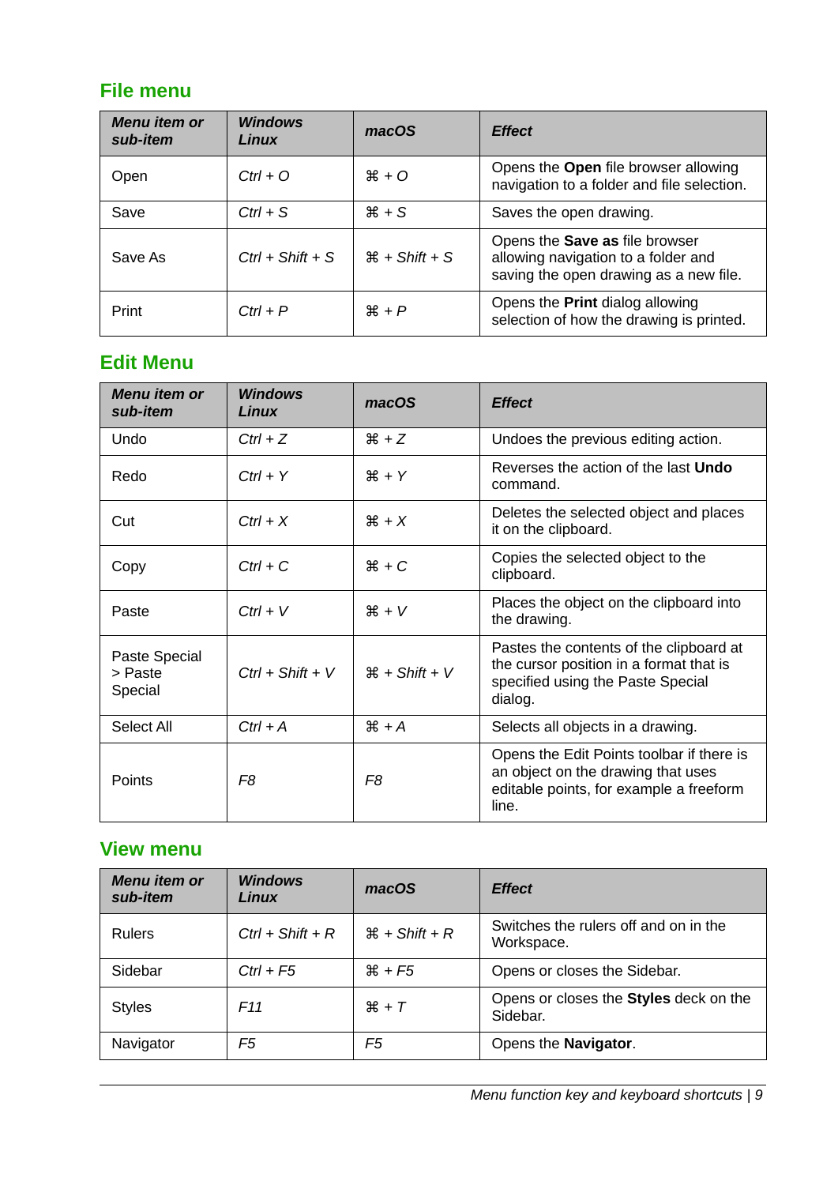## File menu

| *Menu item or sub-item* | *Windows Linux* | *macOS* | *Effect* |
|---|---|---|---|
| Open | *Ctrl + O* | *⌘ + O* | Opens the **Open** file browser allowing navigation to a folder and file selection. |
| Save | *Ctrl + S* | *⌘ + S* | Saves the open drawing. |
| Save As | *Ctrl + Shift + S* | *⌘ + Shift + S* | Opens the **Save as** file browser allowing navigation to a folder and saving the open drawing as a new file. |
| Print | *Ctrl + P* | *⌘ + P* | Opens the **Print** dialog allowing selection of how the drawing is printed. |

## Edit Menu

| *Menu item or sub-item* | *Windows Linux* | *macOS* | *Effect* |
|---|---|---|---|
| Undo | *Ctrl + Z* | *⌘ + Z* | Undoes the previous editing action. |
| Redo | *Ctrl + Y* | *⌘ + Y* | Reverses the action of the last **Undo** command. |
| Cut | *Ctrl + X* | *⌘ + X* | Deletes the selected object and places it on the clipboard. |
| Copy | *Ctrl + C* | *⌘ + C* | Copies the selected object to the clipboard. |
| Paste | *Ctrl + V* | *⌘ + V* | Places the object on the clipboard into the drawing. |
| Paste Special > Paste Special | *Ctrl + Shift + V* | *⌘ + Shift + V* | Pastes the contents of the clipboard at the cursor position in a format that is specified using the Paste Special dialog. |
| Select All | *Ctrl + A* | *⌘ + A* | Selects all objects in a drawing. |
| Points | *F8* | *F8* | Opens the Edit Points toolbar if there is an object on the drawing that uses editable points, for example a freeform line. |

## View menu

| *Menu item or sub-item* | *Windows Linux* | *macOS* | *Effect* |
|---|---|---|---|
| Rulers | *Ctrl + Shift + R* | *⌘ + Shift + R* | Switches the rulers off and on in the Workspace. |
| Sidebar | *Ctrl + F5* | *⌘ + F5* | Opens or closes the Sidebar. |
| Styles | *F11* | *⌘ + T* | Opens or closes the **Styles** deck on the Sidebar. |
| Navigator | *F5* | *F5* | Opens the **Navigator**. |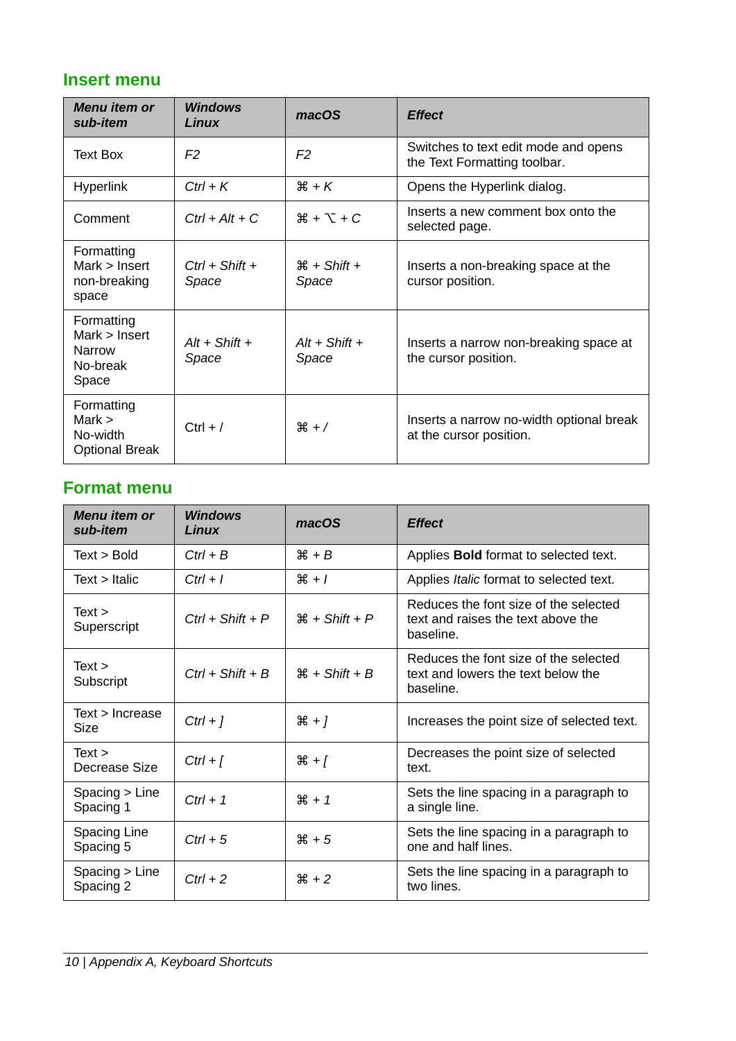## Insert menu

| *Menu item or sub-item* | *Windows Linux* | *macOS* | *Effect* |
|---|---|---|---|
| Text Box | *F2* | *F2* | Switches to text edit mode and opens the Text Formatting toolbar. |
| Hyperlink | *Ctrl + K* | *⌘ + K* | Opens the Hyperlink dialog. |
| Comment | *Ctrl + Alt + C* | *⌘ + ⌥ + C* | Inserts a new comment box onto the selected page. |
| Formatting Mark > Insert non-breaking space | *Ctrl + Shift + Space* | *⌘ + Shift + Space* | Inserts a non-breaking space at the cursor position. |
| Formatting Mark > Insert Narrow No-break Space | *Alt + Shift + Space* | *Alt + Shift + Space* | Inserts a narrow non-breaking space at the cursor position. |
| Formatting Mark > No-width Optional Break | Ctrl + / | *⌘ + /* | Inserts a narrow no-width optional break at the cursor position. |

## Format menu

| *Menu item or sub-item* | *Windows Linux* | *macOS* | *Effect* |
|---|---|---|---|
| Text > Bold | *Ctrl + B* | *⌘ + B* | Applies **Bold** format to selected text. |
| Text > Italic | *Ctrl + I* | *⌘ + I* | Applies *Italic* format to selected text. |
| Text > Superscript | *Ctrl + Shift + P* | *⌘ + Shift + P* | Reduces the font size of the selected text and raises the text above the baseline. |
| Text > Subscript | *Ctrl + Shift + B* | *⌘ + Shift + B* | Reduces the font size of the selected text and lowers the text below the baseline. |
| Text > Increase Size | *Ctrl + ]* | *⌘ + ]* | Increases the point size of selected text. |
| Text > Decrease Size | *Ctrl + [* | *⌘ + [* | Decreases the point size of selected text. |
| Spacing > Line Spacing 1 | *Ctrl + 1* | *⌘ + 1* | Sets the line spacing in a paragraph to a single line. |
| Spacing Line Spacing 5 | *Ctrl + 5* | *⌘ + 5* | Sets the line spacing in a paragraph to one and half lines. |
| Spacing > Line Spacing 2 | *Ctrl + 2* | *⌘ + 2* | Sets the line spacing in a paragraph to two lines. |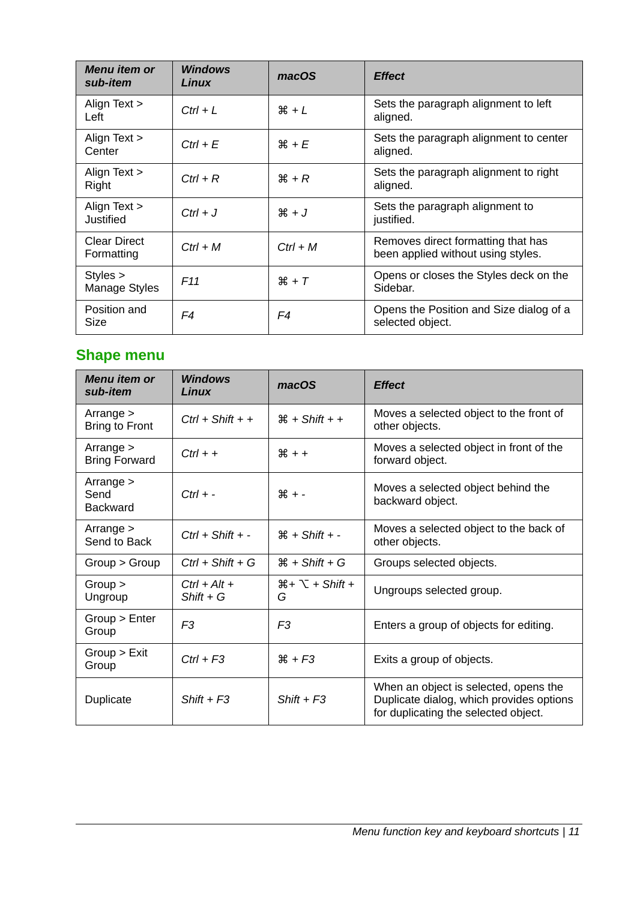| Menu item or sub-item | Windows Linux | macOS | Effect |
|---|---|---|---|
| Align Text > Left | *Ctrl + L* | *⌘ + L* | Sets the paragraph alignment to left aligned. |
| Align Text > Center | *Ctrl + E* | *⌘ + E* | Sets the paragraph alignment to center aligned. |
| Align Text > Right | *Ctrl + R* | *⌘ + R* | Sets the paragraph alignment to right aligned. |
| Align Text > Justified | *Ctrl + J* | *⌘ + J* | Sets the paragraph alignment to justified. |
| Clear Direct Formatting | *Ctrl + M* | *Ctrl + M* | Removes direct formatting that has been applied without using styles. |
| Styles > Manage Styles | *F11* | *⌘ + T* | Opens or closes the Styles deck on the Sidebar. |
| Position and Size | *F4* | *F4* | Opens the Position and Size dialog of a selected object. |

## Shape menu

| Menu item or sub-item | Windows Linux | macOS | Effect |
|---|---|---|---|
| Arrange > Bring to Front | *Ctrl + Shift + +* | *⌘ + Shift + +* | Moves a selected object to the front of other objects. |
| Arrange > Bring Forward | *Ctrl + +* | *⌘ + +* | Moves a selected object in front of the forward object. |
| Arrange > Send Backward | *Ctrl + -* | *⌘ + -* | Moves a selected object behind the backward object. |
| Arrange > Send to Back | *Ctrl + Shift + -* | *⌘ + Shift + -* | Moves a selected object to the back of other objects. |
| Group > Group | *Ctrl + Shift + G* | *⌘ + Shift + G* | Groups selected objects. |
| Group > Ungroup | *Ctrl + Alt + Shift + G* | *⌘+ ⌥ + Shift + G* | Ungroups selected group. |
| Group > Enter Group | *F3* | *F3* | Enters a group of objects for editing. |
| Group > Exit Group | *Ctrl + F3* | *⌘ + F3* | Exits a group of objects. |
| Duplicate | *Shift + F3* | *Shift + F3* | When an object is selected, opens the Duplicate dialog, which provides options for duplicating the selected object. |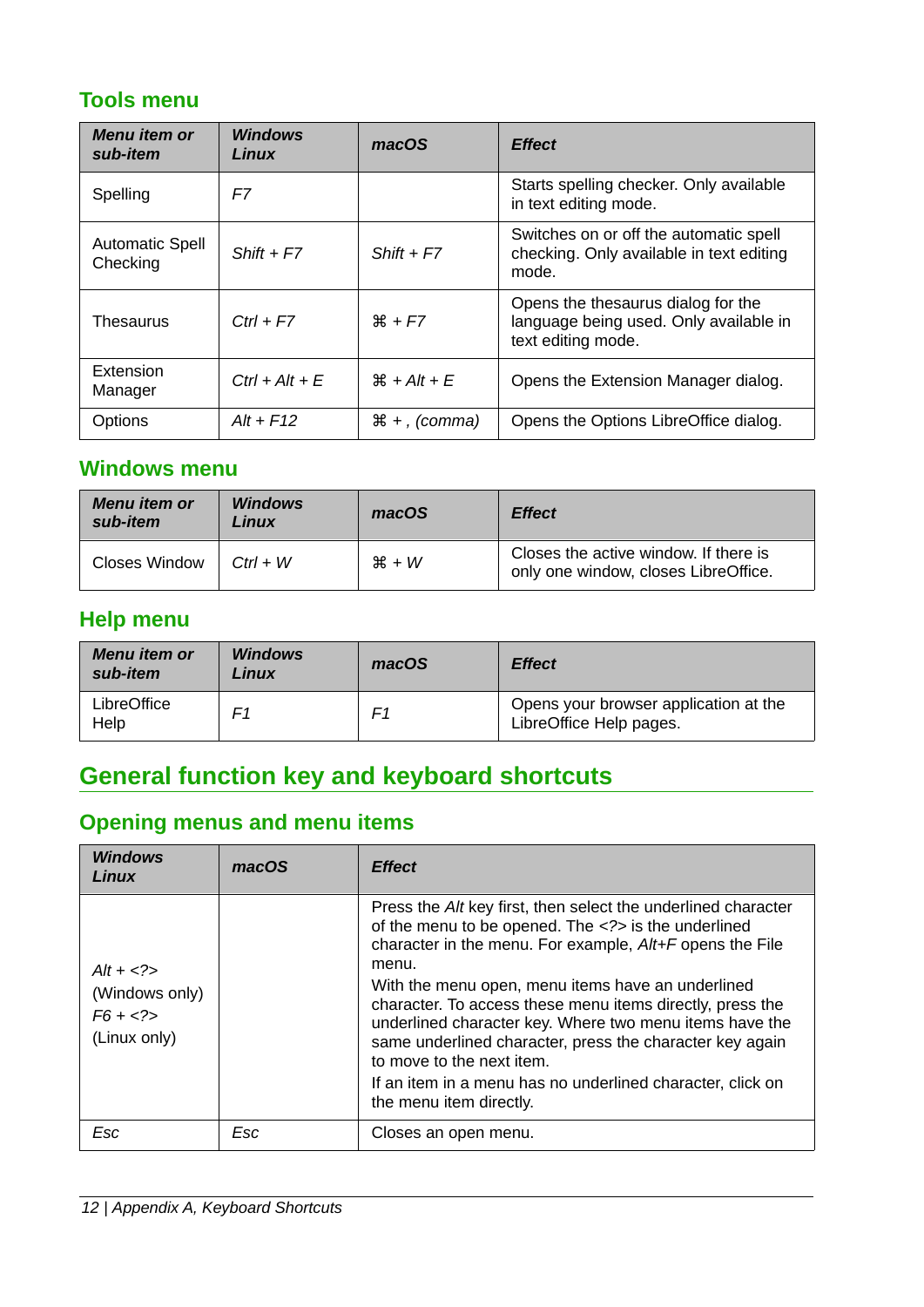### Tools menu

| ***Menu item or sub-item*** | ***Windows Linux*** | ***macOS*** | ***Effect*** |
|---|---|---|---|
| Spelling | *F7* | | Starts spelling checker. Only available in text editing mode. |
| Automatic Spell Checking | *Shift + F7* | *Shift + F7* | Switches on or off the automatic spell checking. Only available in text editing mode. |
| Thesaurus | *Ctrl + F7* | ⌘ *+ F7* | Opens the thesaurus dialog for the language being used. Only available in text editing mode. |
| Extension Manager | *Ctrl + Alt + E* | ⌘ *+ Alt + E* | Opens the Extension Manager dialog. |
| Options | *Alt + F12* | ⌘ *+ , (comma)* | Opens the Options LibreOffice dialog. |

### Windows menu

| ***Menu item or sub-item*** | ***Windows Linux*** | ***macOS*** | ***Effect*** |
|---|---|---|---|
| Closes Window | *Ctrl + W* | ⌘ *+ W* | Closes the active window. If there is only one window, closes LibreOffice. |

### Help menu

| ***Menu item or sub-item*** | ***Windows Linux*** | ***macOS*** | ***Effect*** |
|---|---|---|---|
| LibreOffice Help | *F1* | *F1* | Opens your browser application at the LibreOffice Help pages. |

## General function key and keyboard shortcuts

### Opening menus and menu items

| ***Windows Linux*** | ***macOS*** | ***Effect*** |
|---|---|---|
| *Alt + <?>* (Windows only) *F6 + <?>* (Linux only) | | Press the *Alt* key first, then select the underlined character of the menu to be opened. The *<?>* is the underlined character in the menu. For example, *Alt+F* opens the File menu. With the menu open, menu items have an underlined character. To access these menu items directly, press the underlined character key. Where two menu items have the same underlined character, press the character key again to move to the next item. If an item in a menu has no underlined character, click on the menu item directly. |
| *Esc* | *Esc* | Closes an open menu. |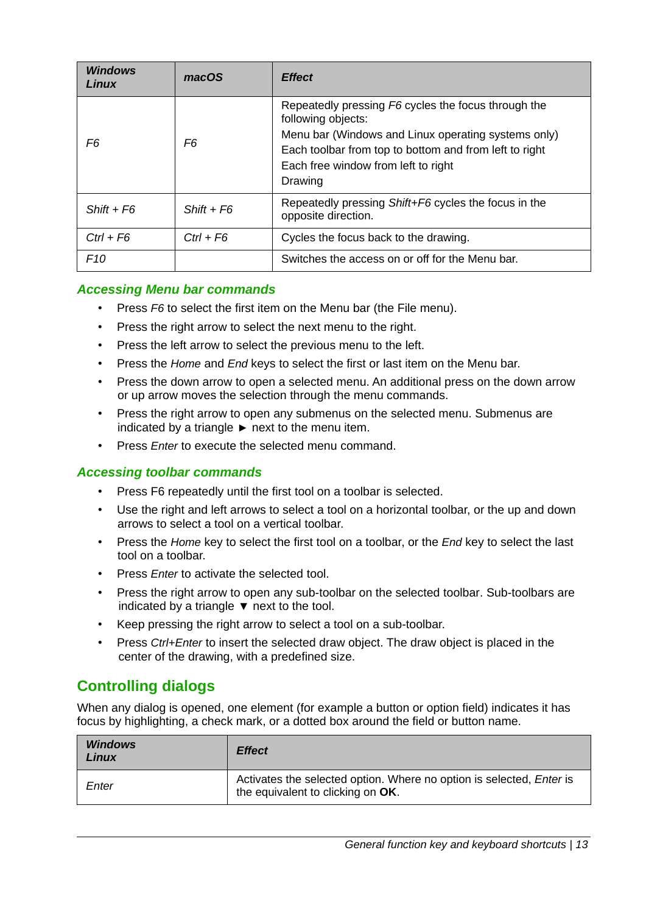| ***Windows Linux*** | ***macOS*** | ***Effect*** |
|---|---|---|
| *F6* | *F6* | Repeatedly pressing *F6* cycles the focus through the following objects:<br>Menu bar (Windows and Linux operating systems only)<br>Each toolbar from top to bottom and from left to right<br>Each free window from left to right<br>Drawing |
| *Shift + F6* | *Shift + F6* | Repeatedly pressing *Shift+F6* cycles the focus in the opposite direction. |
| *Ctrl + F6* | *Ctrl + F6* | Cycles the focus back to the drawing. |
| *F10* | | Switches the access on or off for the Menu bar. |

### Accessing Menu bar commands

- Press *F6* to select the first item on the Menu bar (the File menu).
- Press the right arrow to select the next menu to the right.
- Press the left arrow to select the previous menu to the left.
- Press the *Home* and *End* keys to select the first or last item on the Menu bar.
- Press the down arrow to open a selected menu. An additional press on the down arrow or up arrow moves the selection through the menu commands.
- Press the right arrow to open any submenus on the selected menu. Submenus are indicated by a triangle ► next to the menu item.
- Press *Enter* to execute the selected menu command.

### Accessing toolbar commands

- Press F6 repeatedly until the first tool on a toolbar is selected.
- Use the right and left arrows to select a tool on a horizontal toolbar, or the up and down arrows to select a tool on a vertical toolbar.
- Press the *Home* key to select the first tool on a toolbar, or the *End* key to select the last tool on a toolbar.
- Press *Enter* to activate the selected tool.
- Press the right arrow to open any sub-toolbar on the selected toolbar. Sub-toolbars are indicated by a triangle ▼ next to the tool.
- Keep pressing the right arrow to select a tool on a sub-toolbar.
- Press *Ctrl+Enter* to insert the selected draw object. The draw object is placed in the center of the drawing, with a predefined size.

## Controlling dialogs

When any dialog is opened, one element (for example a button or option field) indicates it has focus by highlighting, a check mark, or a dotted box around the field or button name.

| ***Windows Linux*** | ***Effect*** |
|---|---|
| *Enter* | Activates the selected option. Where no option is selected, *Enter* is the equivalent to clicking on **OK**. |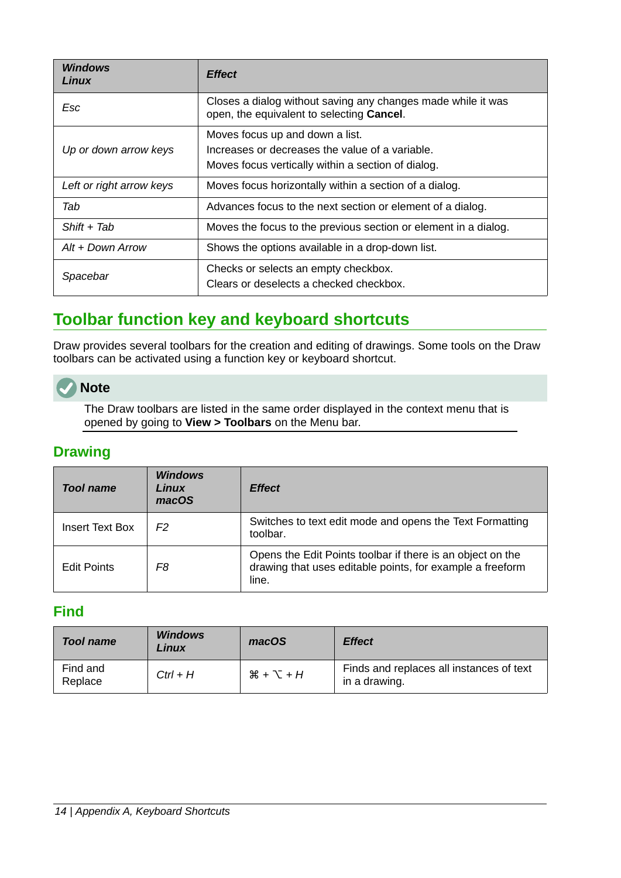| *Windows Linux* | *Effect* |
|---|---|
| *Esc* | Closes a dialog without saving any changes made while it was open, the equivalent to selecting **Cancel**. |
| *Up or down arrow keys* | Moves focus up and down a list.<br>Increases or decreases the value of a variable.<br>Moves focus vertically within a section of dialog. |
| *Left or right arrow keys* | Moves focus horizontally within a section of a dialog. |
| *Tab* | Advances focus to the next section or element of a dialog. |
| *Shift + Tab* | Moves the focus to the previous section or element in a dialog. |
| *Alt + Down Arrow* | Shows the options available in a drop-down list. |
| *Spacebar* | Checks or selects an empty checkbox.<br>Clears or deselects a checked checkbox. |

# Toolbar function key and keyboard shortcuts

Draw provides several toolbars for the creation and editing of drawings. Some tools on the Draw toolbars can be activated using a function key or keyboard shortcut.

**Note**

The Draw toolbars are listed in the same order displayed in the context menu that is opened by going to **View > Toolbars** on the Menu bar.

## Drawing

| *Tool name* | *Windows Linux macOS* | *Effect* |
|---|---|---|
| Insert Text Box | *F2* | Switches to text edit mode and opens the Text Formatting toolbar. |
| Edit Points | *F8* | Opens the Edit Points toolbar if there is an object on the drawing that uses editable points, for example a freeform line. |

## Find

| *Tool name* | *Windows Linux* | *macOS* | *Effect* |
|---|---|---|---|
| Find and Replace | *Ctrl + H* | *⌘ + ⌥ + H* | Finds and replaces all instances of text in a drawing. |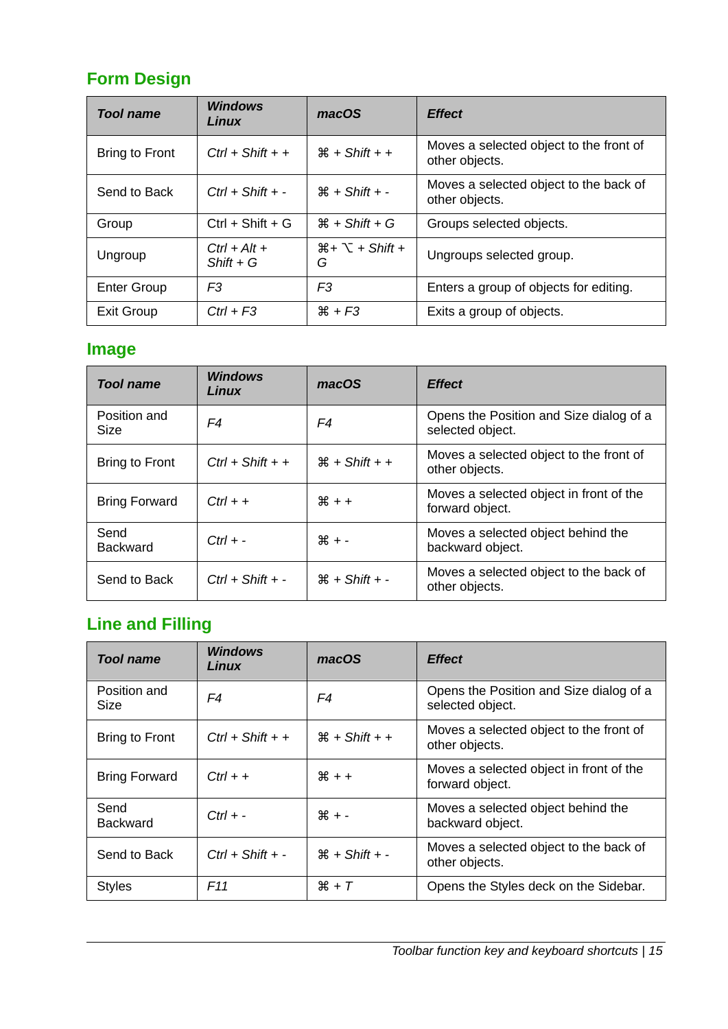## Form Design

| *Tool name* | *Windows Linux* | *macOS* | *Effect* |
| --- | --- | --- | --- |
| Bring to Front | *Ctrl + Shift + +* | ⌘ *+ Shift + +* | Moves a selected object to the front of other objects. |
| Send to Back | *Ctrl + Shift + -* | ⌘ *+ Shift + -* | Moves a selected object to the back of other objects. |
| Group | Ctrl + Shift + G | ⌘ *+ Shift + G* | Groups selected objects. |
| Ungroup | *Ctrl + Alt + Shift + G* | ⌘*+* ⌥ *+ Shift + G* | Ungroups selected group. |
| Enter Group | *F3* | *F3* | Enters a group of objects for editing. |
| Exit Group | *Ctrl + F3* | ⌘ *+ F3* | Exits a group of objects. |

## Image

| *Tool name* | *Windows Linux* | *macOS* | *Effect* |
| --- | --- | --- | --- |
| Position and Size | *F4* | *F4* | Opens the Position and Size dialog of a selected object. |
| Bring to Front | *Ctrl + Shift + +* | ⌘ *+ Shift + +* | Moves a selected object to the front of other objects. |
| Bring Forward | *Ctrl + +* | ⌘ *+ +* | Moves a selected object in front of the forward object. |
| Send Backward | *Ctrl + -* | ⌘ *+ -* | Moves a selected object behind the backward object. |
| Send to Back | *Ctrl + Shift + -* | ⌘ *+ Shift + -* | Moves a selected object to the back of other objects. |

## Line and Filling

| *Tool name* | *Windows Linux* | *macOS* | *Effect* |
| --- | --- | --- | --- |
| Position and Size | *F4* | *F4* | Opens the Position and Size dialog of a selected object. |
| Bring to Front | *Ctrl + Shift + +* | ⌘ *+ Shift + +* | Moves a selected object to the front of other objects. |
| Bring Forward | *Ctrl + +* | ⌘ *+ +* | Moves a selected object in front of the forward object. |
| Send Backward | *Ctrl + -* | ⌘ *+ -* | Moves a selected object behind the backward object. |
| Send to Back | *Ctrl + Shift + -* | ⌘ *+ Shift + -* | Moves a selected object to the back of other objects. |
| Styles | *F11* | ⌘ *+ T* | Opens the Styles deck on the Sidebar. |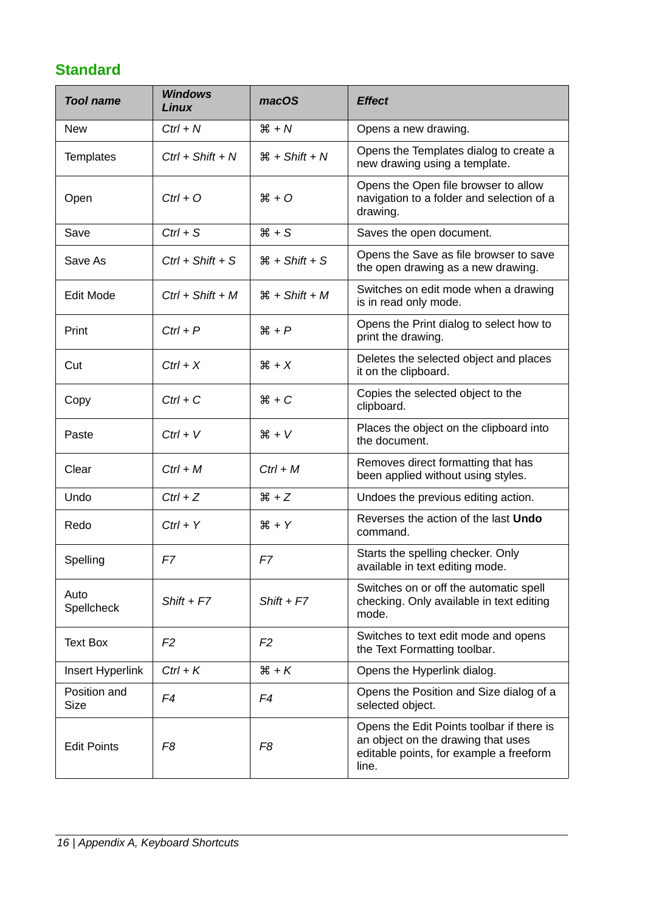## Standard

| *Tool name* | *Windows Linux* | *macOS* | *Effect* |
|---|---|---|---|
| New | *Ctrl + N* | ⌘ + *N* | Opens a new drawing. |
| Templates | *Ctrl + Shift + N* | ⌘ + *Shift + N* | Opens the Templates dialog to create a new drawing using a template. |
| Open | *Ctrl + O* | ⌘ + *O* | Opens the Open file browser to allow navigation to a folder and selection of a drawing. |
| Save | *Ctrl + S* | ⌘ + *S* | Saves the open document. |
| Save As | *Ctrl + Shift + S* | ⌘ + *Shift + S* | Opens the Save as file browser to save the open drawing as a new drawing. |
| Edit Mode | *Ctrl + Shift + M* | ⌘ + *Shift + M* | Switches on edit mode when a drawing is in read only mode. |
| Print | *Ctrl + P* | ⌘ + *P* | Opens the Print dialog to select how to print the drawing. |
| Cut | *Ctrl + X* | ⌘ + *X* | Deletes the selected object and places it on the clipboard. |
| Copy | *Ctrl + C* | ⌘ + *C* | Copies the selected object to the clipboard. |
| Paste | *Ctrl + V* | ⌘ + *V* | Places the object on the clipboard into the document. |
| Clear | *Ctrl + M* | *Ctrl + M* | Removes direct formatting that has been applied without using styles. |
| Undo | *Ctrl + Z* | ⌘ + *Z* | Undoes the previous editing action. |
| Redo | *Ctrl + Y* | ⌘ + *Y* | Reverses the action of the last **Undo** command. |
| Spelling | *F7* | *F7* | Starts the spelling checker. Only available in text editing mode. |
| Auto Spellcheck | *Shift + F7* | *Shift + F7* | Switches on or off the automatic spell checking. Only available in text editing mode. |
| Text Box | *F2* | *F2* | Switches to text edit mode and opens the Text Formatting toolbar. |
| Insert Hyperlink | *Ctrl + K* | ⌘ + *K* | Opens the Hyperlink dialog. |
| Position and Size | *F4* | *F4* | Opens the Position and Size dialog of a selected object. |
| Edit Points | *F8* | *F8* | Opens the Edit Points toolbar if there is an object on the drawing that uses editable points, for example a freeform line. |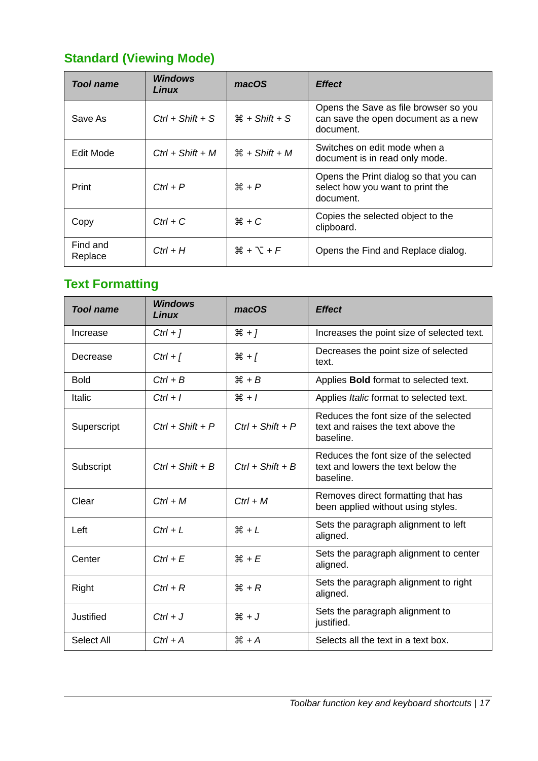## Standard (Viewing Mode)

| *Tool name* | *Windows Linux* | *macOS* | *Effect* |
|---|---|---|---|
| Save As | *Ctrl + Shift + S* | *⌘ + Shift + S* | Opens the Save as file browser so you can save the open document as a new document. |
| Edit Mode | *Ctrl + Shift + M* | *⌘ + Shift + M* | Switches on edit mode when a document is in read only mode. |
| Print | *Ctrl + P* | *⌘ + P* | Opens the Print dialog so that you can select how you want to print the document. |
| Copy | *Ctrl + C* | *⌘ + C* | Copies the selected object to the clipboard. |
| Find and Replace | *Ctrl + H* | *⌘ + ⌥ + F* | Opens the Find and Replace dialog. |

## Text Formatting

| *Tool name* | *Windows Linux* | *macOS* | *Effect* |
|---|---|---|---|
| Increase | *Ctrl + ]* | *⌘ + ]* | Increases the point size of selected text. |
| Decrease | *Ctrl + [* | *⌘ + [* | Decreases the point size of selected text. |
| Bold | *Ctrl + B* | *⌘ + B* | Applies **Bold** format to selected text. |
| Italic | *Ctrl + I* | *⌘ + I* | Applies *Italic* format to selected text. |
| Superscript | *Ctrl + Shift + P* | *Ctrl + Shift + P* | Reduces the font size of the selected text and raises the text above the baseline. |
| Subscript | *Ctrl + Shift + B* | *Ctrl + Shift + B* | Reduces the font size of the selected text and lowers the text below the baseline. |
| Clear | *Ctrl + M* | *Ctrl + M* | Removes direct formatting that has been applied without using styles. |
| Left | *Ctrl + L* | *⌘ + L* | Sets the paragraph alignment to left aligned. |
| Center | *Ctrl + E* | *⌘ + E* | Sets the paragraph alignment to center aligned. |
| Right | *Ctrl + R* | *⌘ + R* | Sets the paragraph alignment to right aligned. |
| Justified | *Ctrl + J* | *⌘ + J* | Sets the paragraph alignment to justified. |
| Select All | *Ctrl + A* | *⌘ + A* | Selects all the text in a text box. |